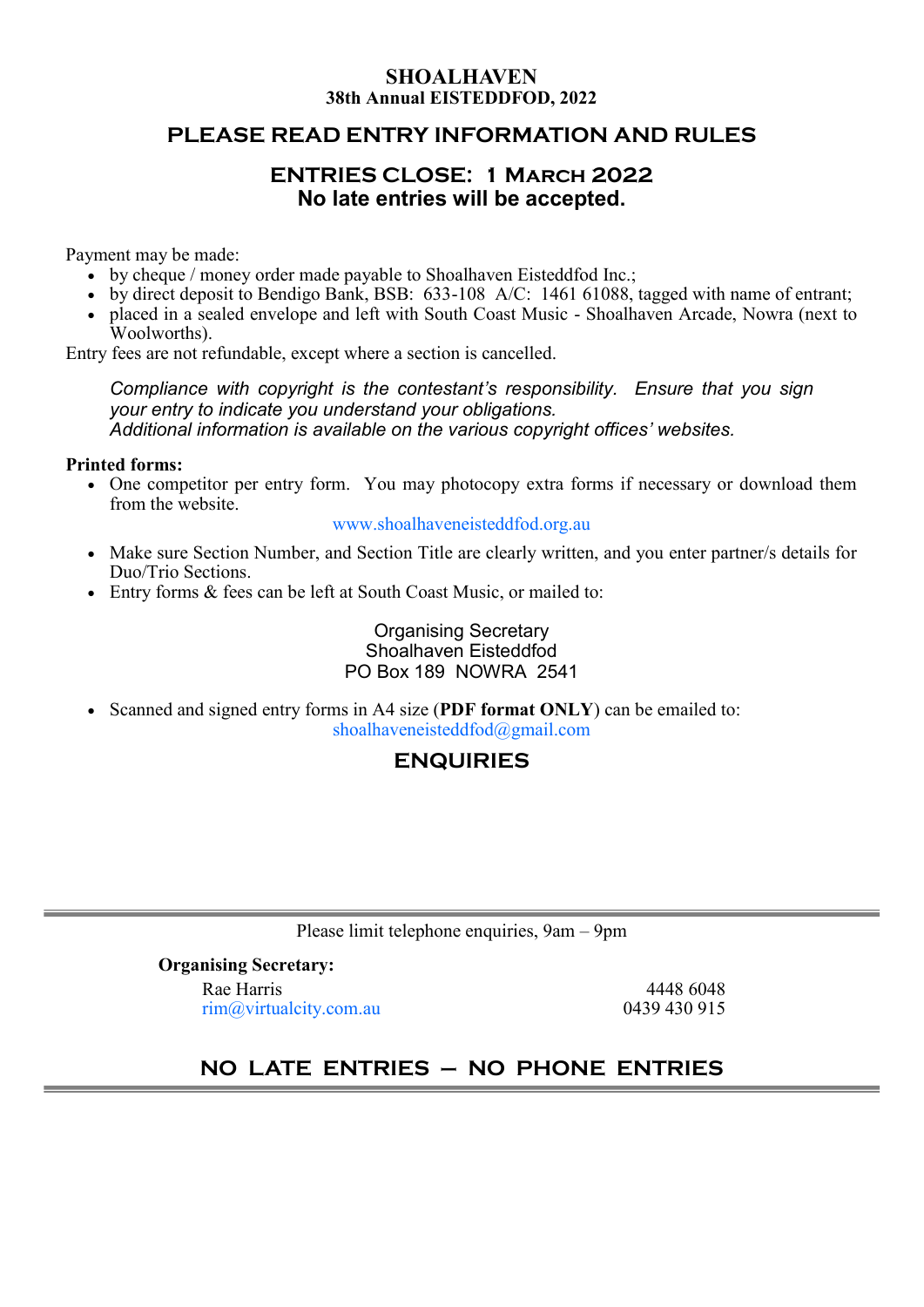# SHOALHAVEN
## 38th Annual EISTEDDFOD, 2022

## PLEASE READ ENTRY INFORMATION AND RULES

## ENTRIES CLOSE: 1 March 2022
**No late entries will be accepted.**

Payment may be made:

- by cheque / money order made payable to Shoalhaven Eisteddfod Inc.;
- by direct deposit to Bendigo Bank, BSB: 633-108 A/C: 1461 61088, tagged with name of entrant;
- placed in a sealed envelope and left with South Coast Music - Shoalhaven Arcade, Nowra (next to Woolworths).

Entry fees are not refundable, except where a section is cancelled.

*Compliance with copyright is the contestant's responsibility. Ensure that you sign your entry to indicate you understand your obligations.*
*Additional information is available on the various copyright offices' websites.*

**Printed forms:**

- One competitor per entry form. You may photocopy extra forms if necessary or download them from the website.

  www.shoalhaveneisteddfod.org.au

- Make sure Section Number, and Section Title are clearly written, and you enter partner/s details for Duo/Trio Sections.
- Entry forms & fees can be left at South Coast Music, or mailed to:

  Organising Secretary
  Shoalhaven Eisteddfod
  PO Box 189 NOWRA 2541

- Scanned and signed entry forms in A4 size (**PDF format ONLY**) can be emailed to:
  shoalhaveneisteddfod@gmail.com

## ENQUIRIES

Please limit telephone enquiries, 9am – 9pm

**Organising Secretary:**

Rae Harris — 4448 6048
rim@virtualcity.com.au — 0439 430 915

## NO LATE ENTRIES – NO PHONE ENTRIES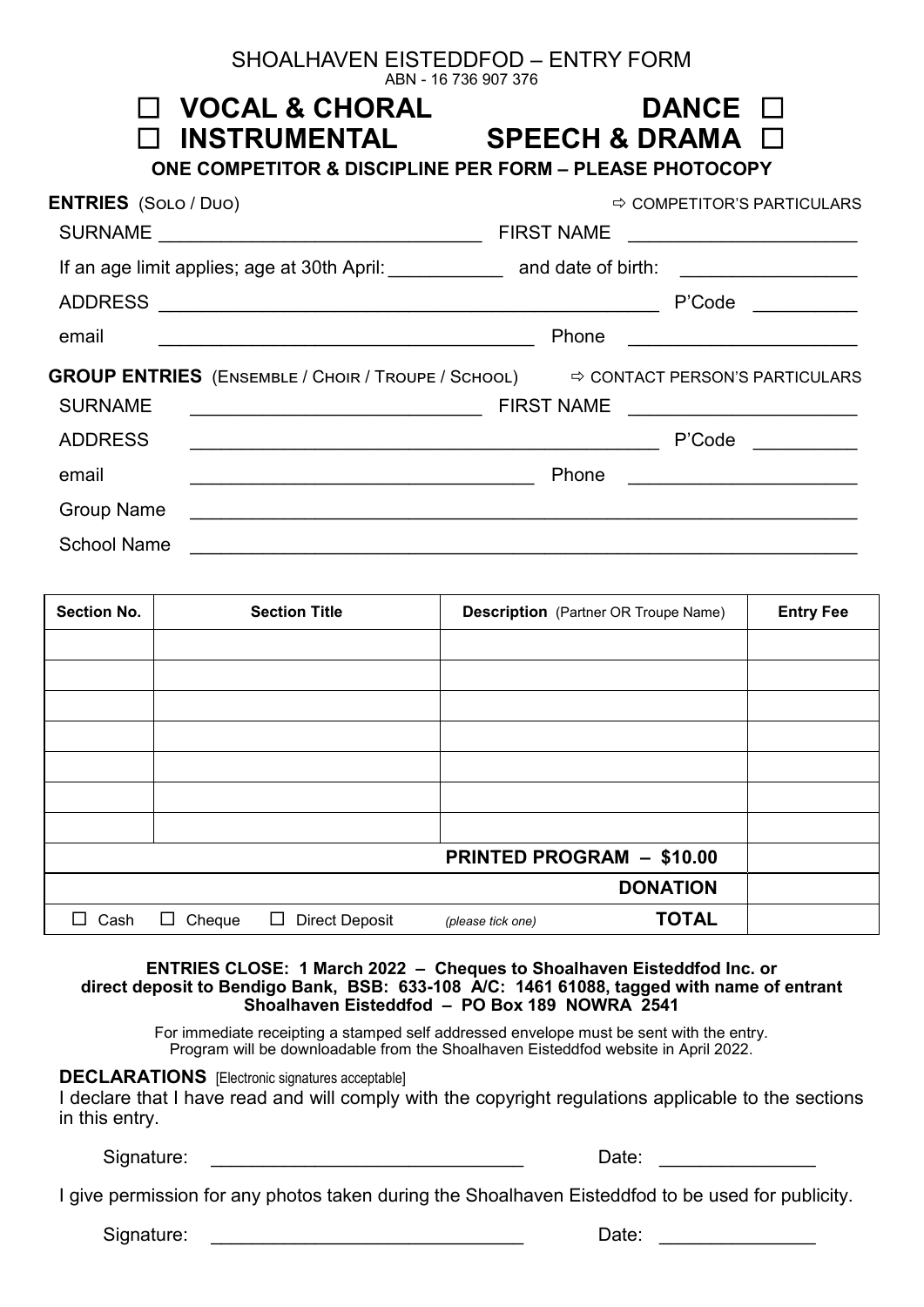SHOALHAVEN EISTEDDFOD – ENTRY FORM

ABN - 16 736 907 376

# ☐ VOCAL & CHORAL DANCE ☐
# ☐ INSTRUMENTAL SPEECH & DRAMA ☐

**ONE COMPETITOR & DISCIPLINE PER FORM – PLEASE PHOTOCOPY**

**ENTRIES** (SOLO / DUO) ⇨ COMPETITOR'S PARTICULARS

SURNAME ______________________________ FIRST NAME _____________________

If an age limit applies; age at 30th April: ___________ and date of birth: ________________

ADDRESS ______________________________________________ P'Code __________

email __________________________________ Phone _____________________

**GROUP ENTRIES** (ENSEMBLE / CHOIR / TROUPE / SCHOOL) ⇨ CONTACT PERSON'S PARTICULARS

SURNAME ___________________________ FIRST NAME _____________________

ADDRESS ______________________________________________ P'Code __________

email __________________________________ Phone _____________________

Group Name ______________________________________________________________

School Name ______________________________________________________________

| Section No. | Section Title | Description (Partner OR Troupe Name) | Entry Fee |
|---|---|---|---|
| | | | |
| | | | |
| | | | |
| | | | |
| | | | |
| | | | |
| | | | |
| | | **PRINTED PROGRAM – $10.00** | |
| | | **DONATION** | |
| ☐ Cash | ☐ Cheque ☐ Direct Deposit | *(please tick one)* **TOTAL** | |

**ENTRIES CLOSE: 1 March 2022 – Cheques to Shoalhaven Eisteddfod Inc. or direct deposit to Bendigo Bank, BSB: 633-108 A/C: 1461 61088, tagged with name of entrant**
**Shoalhaven Eisteddfod – PO Box 189 NOWRA 2541**

For immediate receipting a stamped self addressed envelope must be sent with the entry.
Program will be downloadable from the Shoalhaven Eisteddfod website in April 2022.

**DECLARATIONS** [Electronic signatures acceptable]

I declare that I have read and will comply with the copyright regulations applicable to the sections in this entry.

Signature: ____________________________ Date: ______________

I give permission for any photos taken during the Shoalhaven Eisteddfod to be used for publicity.

Signature: ____________________________ Date: ______________